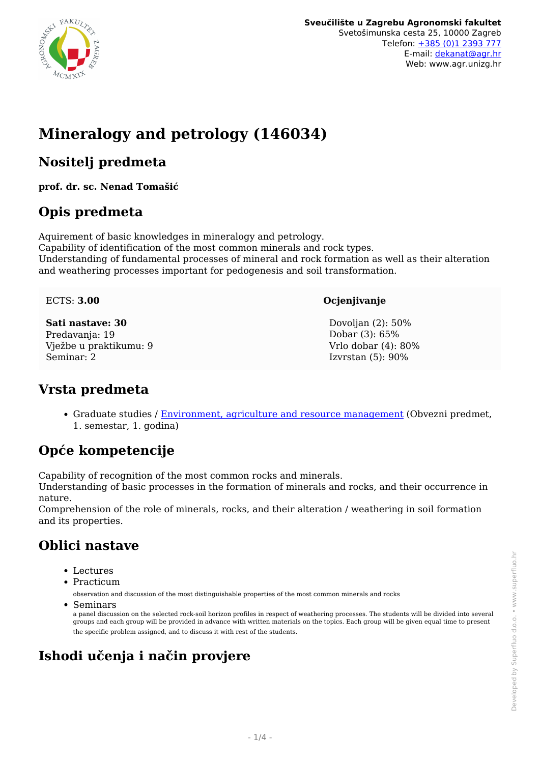Sveučilište u Zagrebu Agronomski fakultet
Svetošimunska cesta 25, 10000 Zagreb
Telefon: +385 (0)1 2393 777
E-mail: dekanat@agr.hr
Web: www.agr.unizg.hr

# Mineralogy and petrology (146034)

## Nositelj predmeta

**prof. dr. sc. Nenad Tomašić**

## Opis predmeta

Aquirement of basic knowledges in mineralogy and petrology.
Capability of identification of the most common minerals and rock types.
Understanding of fundamental processes of mineral and rock formation as well as their alteration and weathering processes important for pedogenesis and soil transformation.

ECTS: **3.00**

**Sati nastave: 30**
Predavanja: 19
Vježbe u praktikumu: 9
Seminar: 2

**Ocjenjivanje**

Dovoljan (2): 50%
Dobar (3): 65%
Vrlo dobar (4): 80%
Izvrstan (5): 90%

## Vrsta predmeta

- Graduate studies / Environment, agriculture and resource management (Obvezni predmet, 1. semestar, 1. godina)

## Opće kompetencije

Capability of recognition of the most common rocks and minerals.
Understanding of basic processes in the formation of minerals and rocks, and their occurrence in nature.
Comprehension of the role of minerals, rocks, and their alteration / weathering in soil formation and its properties.

## Oblici nastave

- Lectures
- Practicum
  observation and discussion of the most distinguishable properties of the most common minerals and rocks
- Seminars
  a panel discussion on the selected rock-soil horizon profiles in respect of weathering processes. The students will be divided into several groups and each group will be provided in advance with written materials on the topics. Each group will be given equal time to present the specific problem assigned, and to discuss it with rest of the students.

## Ishodi učenja i način provjere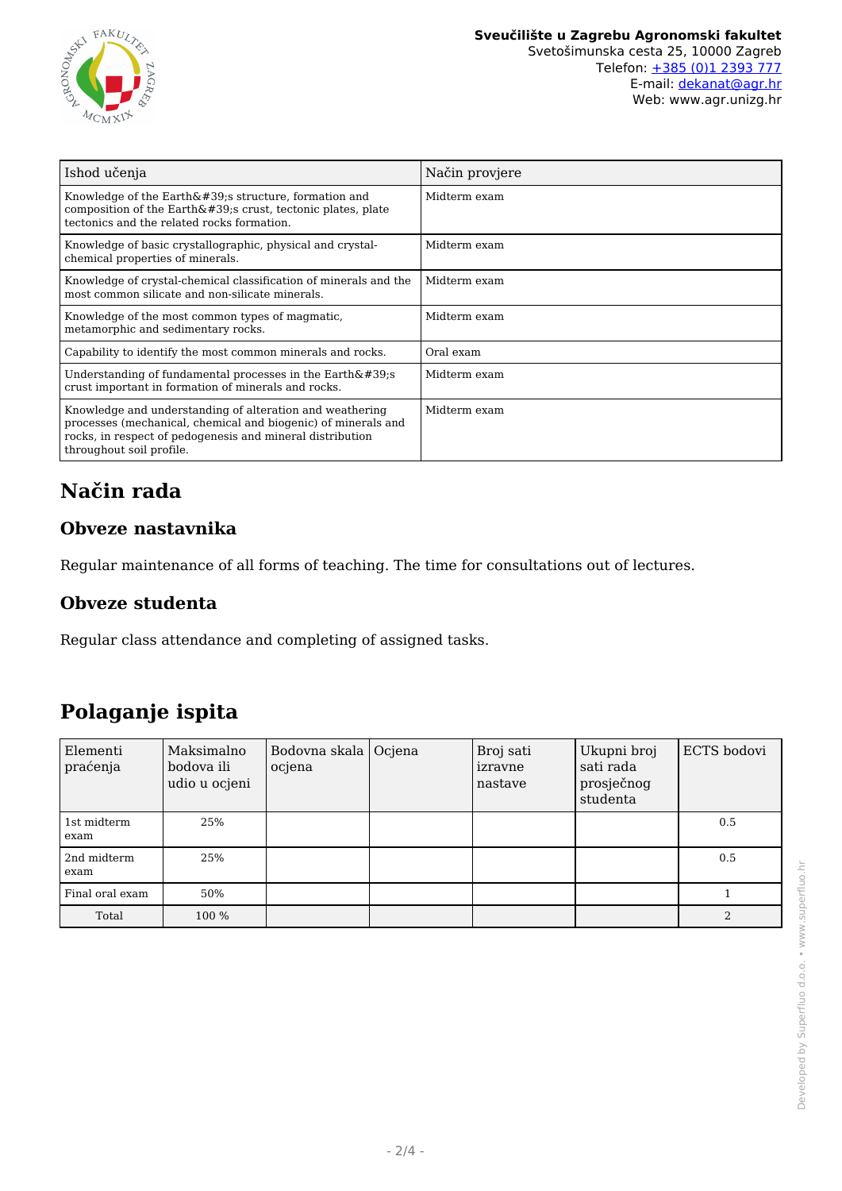| Ishod učenja | Način provjere |
| --- | --- |
| Knowledge of the Earth&#39;s structure, formation and composition of the Earth&#39;s crust, tectonic plates, plate tectonics and the related rocks formation. | Midterm exam |
| Knowledge of basic crystallographic, physical and crystal-chemical properties of minerals. | Midterm exam |
| Knowledge of crystal-chemical classification of minerals and the most common silicate and non-silicate minerals. | Midterm exam |
| Knowledge of the most common types of magmatic, metamorphic and sedimentary rocks. | Midterm exam |
| Capability to identify the most common minerals and rocks. | Oral exam |
| Understanding of fundamental processes in the Earth&#39;s crust important in formation of minerals and rocks. | Midterm exam |
| Knowledge and understanding of alteration and weathering processes (mechanical, chemical and biogenic) of minerals and rocks, in respect of pedogenesis and mineral distribution throughout soil profile. | Midterm exam |

# Način rada

## Obveze nastavnika

Regular maintenance of all forms of teaching. The time for consultations out of lectures.

## Obveze studenta

Regular class attendance and completing of assigned tasks.

# Polaganje ispita

| Elementi praćenja | Maksimalno bodova ili udio u ocjeni | Bodovna skala ocjena | Ocjena | Broj sati izravne nastave | Ukupni broj sati rada prosječnog studenta | ECTS bodovi |
| --- | --- | --- | --- | --- | --- | --- |
| 1st midterm exam | 25% | | | | | 0.5 |
| 2nd midterm exam | 25% | | | | | 0.5 |
| Final oral exam | 50% | | | | | 1 |
| Total | 100 % | | | | | 2 |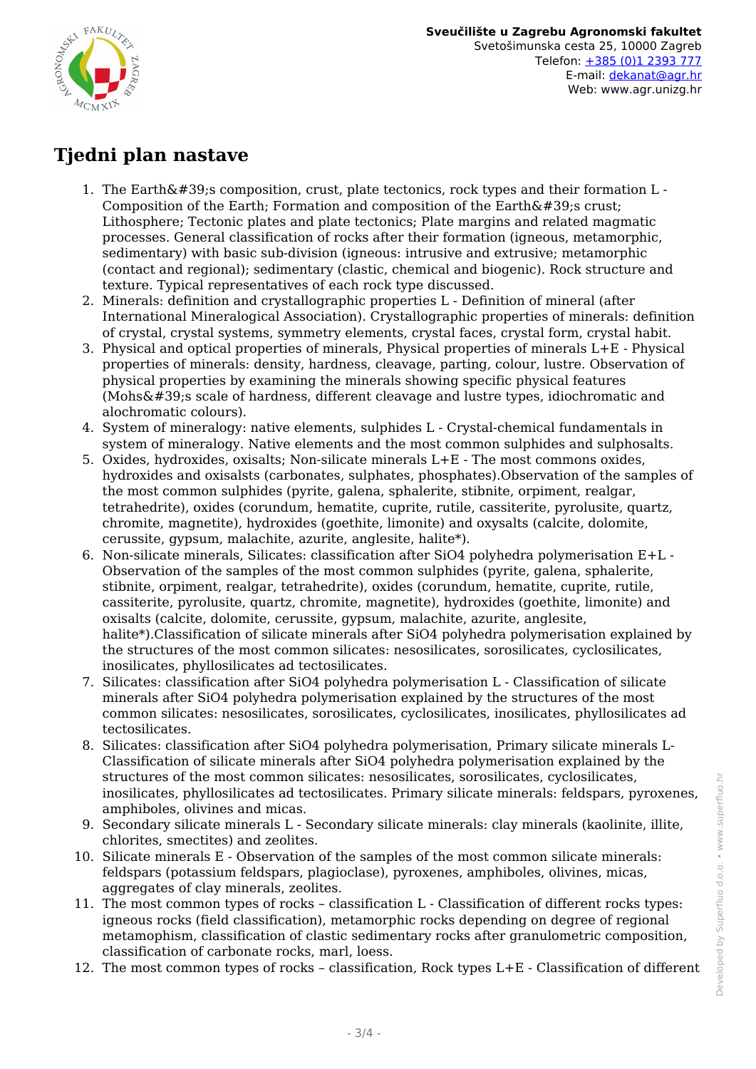## Tjedni plan nastave

1. The Earth&#39;s composition, crust, plate tectonics, rock types and their formation L - Composition of the Earth; Formation and composition of the Earth&#39;s crust; Lithosphere; Tectonic plates and plate tectonics; Plate margins and related magmatic processes. General classification of rocks after their formation (igneous, metamorphic, sedimentary) with basic sub-division (igneous: intrusive and extrusive; metamorphic (contact and regional); sedimentary (clastic, chemical and biogenic). Rock structure and texture. Typical representatives of each rock type discussed.
2. Minerals: definition and crystallographic properties L - Definition of mineral (after International Mineralogical Association). Crystallographic properties of minerals: definition of crystal, crystal systems, symmetry elements, crystal faces, crystal form, crystal habit.
3. Physical and optical properties of minerals, Physical properties of minerals L+E - Physical properties of minerals: density, hardness, cleavage, parting, colour, lustre. Observation of physical properties by examining the minerals showing specific physical features (Mohs&#39;s scale of hardness, different cleavage and lustre types, idiochromatic and alochromatic colours).
4. System of mineralogy: native elements, sulphides L - Crystal-chemical fundamentals in system of mineralogy. Native elements and the most common sulphides and sulphosalts.
5. Oxides, hydroxides, oxisalts; Non-silicate minerals L+E - The most commons oxides, hydroxides and oxisalsts (carbonates, sulphates, phosphates).Observation of the samples of the most common sulphides (pyrite, galena, sphalerite, stibnite, orpiment, realgar, tetrahedrite), oxides (corundum, hematite, cuprite, rutile, cassiterite, pyrolusite, quartz, chromite, magnetite), hydroxides (goethite, limonite) and oxysalts (calcite, dolomite, cerussite, gypsum, malachite, azurite, anglesite, halite*).
6. Non-silicate minerals, Silicates: classification after SiO4 polyhedra polymerisation E+L - Observation of the samples of the most common sulphides (pyrite, galena, sphalerite, stibnite, orpiment, realgar, tetrahedrite), oxides (corundum, hematite, cuprite, rutile, cassiterite, pyrolusite, quartz, chromite, magnetite), hydroxides (goethite, limonite) and oxisalts (calcite, dolomite, cerussite, gypsum, malachite, azurite, anglesite, halite*).Classification of silicate minerals after SiO4 polyhedra polymerisation explained by the structures of the most common silicates: nesosilicates, sorosilicates, cyclosilicates, inosilicates, phyllosilicates ad tectosilicates.
7. Silicates: classification after SiO4 polyhedra polymerisation L - Classification of silicate minerals after SiO4 polyhedra polymerisation explained by the structures of the most common silicates: nesosilicates, sorosilicates, cyclosilicates, inosilicates, phyllosilicates ad tectosilicates.
8. Silicates: classification after SiO4 polyhedra polymerisation, Primary silicate minerals L- Classification of silicate minerals after SiO4 polyhedra polymerisation explained by the structures of the most common silicates: nesosilicates, sorosilicates, cyclosilicates, inosilicates, phyllosilicates ad tectosilicates. Primary silicate minerals: feldspars, pyroxenes, amphiboles, olivines and micas.
9. Secondary silicate minerals L - Secondary silicate minerals: clay minerals (kaolinite, illite, chlorites, smectites) and zeolites.
10. Silicate minerals E - Observation of the samples of the most common silicate minerals: feldspars (potassium feldspars, plagioclase), pyroxenes, amphiboles, olivines, micas, aggregates of clay minerals, zeolites.
11. The most common types of rocks – classification L - Classification of different rocks types: igneous rocks (field classification), metamorphic rocks depending on degree of regional metamophism, classification of clastic sedimentary rocks after granulometric composition, classification of carbonate rocks, marl, loess.
12. The most common types of rocks – classification, Rock types L+E - Classification of different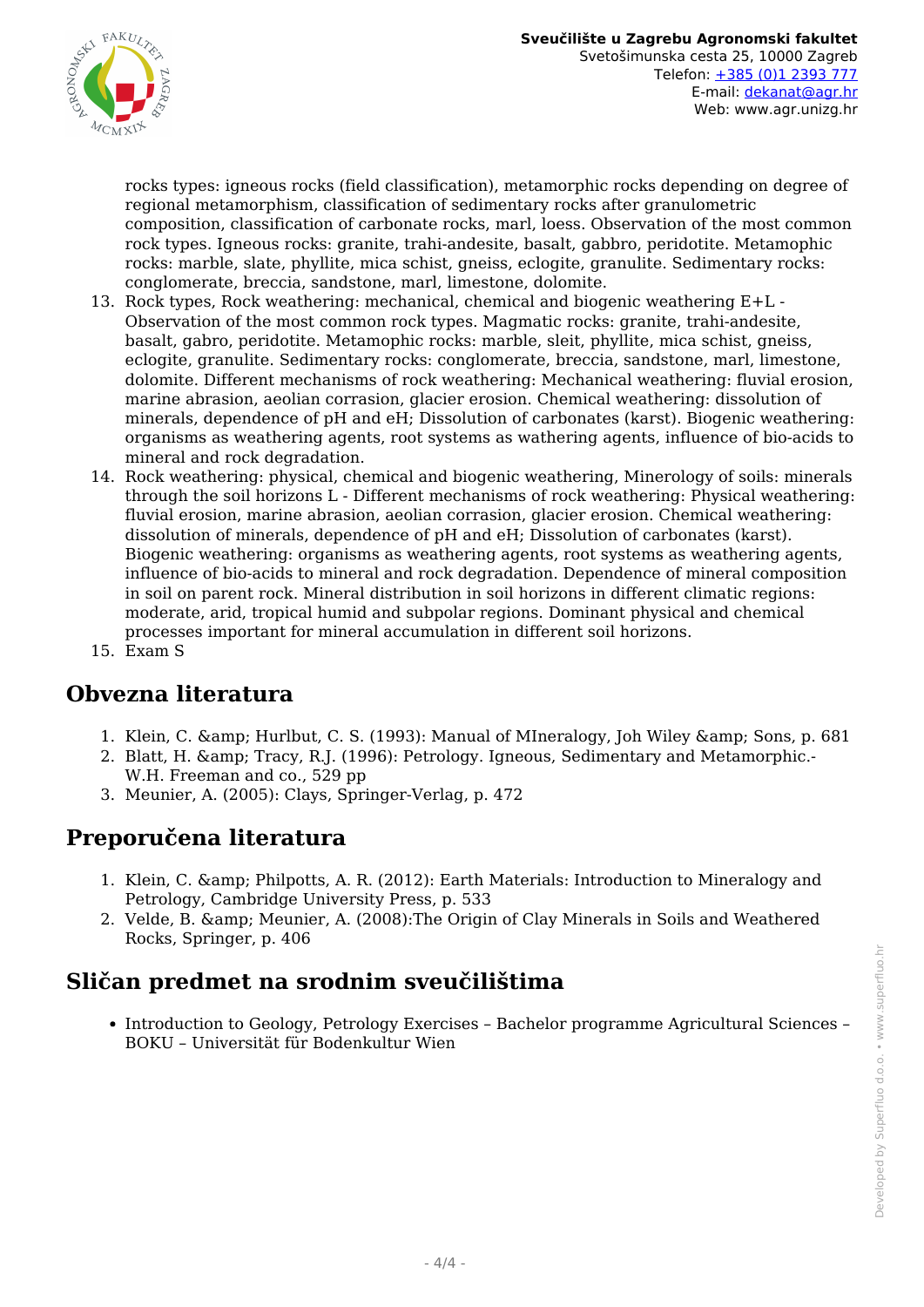rocks types: igneous rocks (field classification), metamorphic rocks depending on degree of regional metamorphism, classification of sedimentary rocks after granulometric composition, classification of carbonate rocks, marl, loess. Observation of the most common rock types. Igneous rocks: granite, trahi-andesite, basalt, gabbro, peridotite. Metamophic rocks: marble, slate, phyllite, mica schist, gneiss, eclogite, granulite. Sedimentary rocks: conglomerate, breccia, sandstone, marl, limestone, dolomite.

13. Rock types, Rock weathering: mechanical, chemical and biogenic weathering E+L - Observation of the most common rock types. Magmatic rocks: granite, trahi-andesite, basalt, gabro, peridotite. Metamophic rocks: marble, sleit, phyllite, mica schist, gneiss, eclogite, granulite. Sedimentary rocks: conglomerate, breccia, sandstone, marl, limestone, dolomite. Different mechanisms of rock weathering: Mechanical weathering: fluvial erosion, marine abrasion, aeolian corrasion, glacier erosion. Chemical weathering: dissolution of minerals, dependence of pH and eH; Dissolution of carbonates (karst). Biogenic weathering: organisms as weathering agents, root systems as wathering agents, influence of bio-acids to mineral and rock degradation.
14. Rock weathering: physical, chemical and biogenic weathering, Minerology of soils: minerals through the soil horizons L - Different mechanisms of rock weathering: Physical weathering: fluvial erosion, marine abrasion, aeolian corrasion, glacier erosion. Chemical weathering: dissolution of minerals, dependence of pH and eH; Dissolution of carbonates (karst). Biogenic weathering: organisms as weathering agents, root systems as weathering agents, influence of bio-acids to mineral and rock degradation. Dependence of mineral composition in soil on parent rock. Mineral distribution in soil horizons in different climatic regions: moderate, arid, tropical humid and subpolar regions. Dominant physical and chemical processes important for mineral accumulation in different soil horizons.
15. Exam S

## Obvezna literatura

1. Klein, C. &amp; Hurlbut, C. S. (1993): Manual of MIneralogy, Joh Wiley &amp; Sons, p. 681
2. Blatt, H. &amp; Tracy, R.J. (1996): Petrology. Igneous, Sedimentary and Metamorphic.- W.H. Freeman and co., 529 pp
3. Meunier, A. (2005): Clays, Springer-Verlag, p. 472

## Preporučena literatura

1. Klein, C. &amp; Philpotts, A. R. (2012): Earth Materials: Introduction to Mineralogy and Petrology, Cambridge University Press, p. 533
2. Velde, B. &amp; Meunier, A. (2008):The Origin of Clay Minerals in Soils and Weathered Rocks, Springer, p. 406

## Sličan predmet na srodnim sveučilištima

- Introduction to Geology, Petrology Exercises – Bachelor programme Agricultural Sciences – BOKU – Universität für Bodenkultur Wien